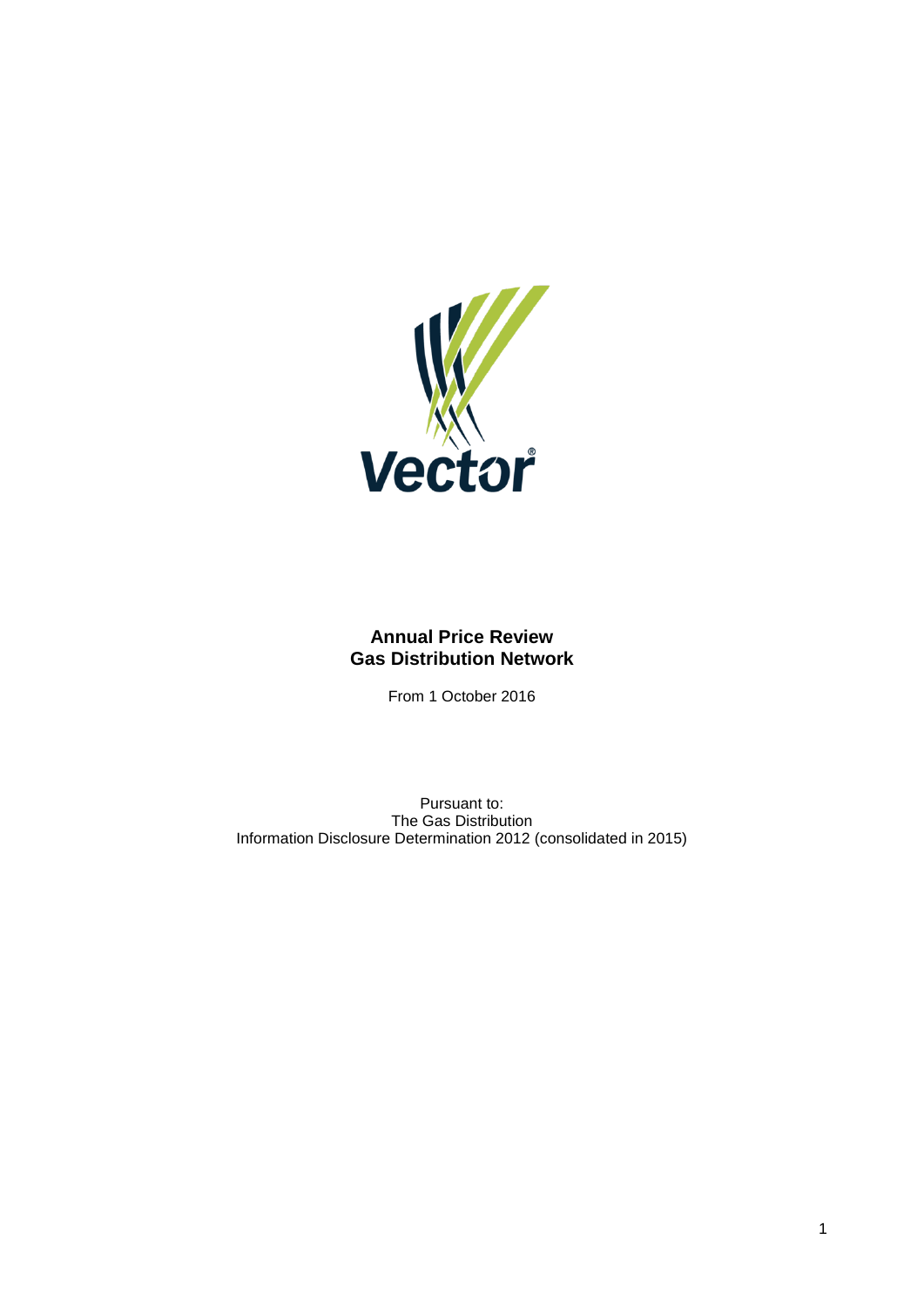Vector®

# Annual Price Review
# Gas Distribution Network

From 1 October 2016

Pursuant to:
The Gas Distribution
Information Disclosure Determination 2012 (consolidated in 2015)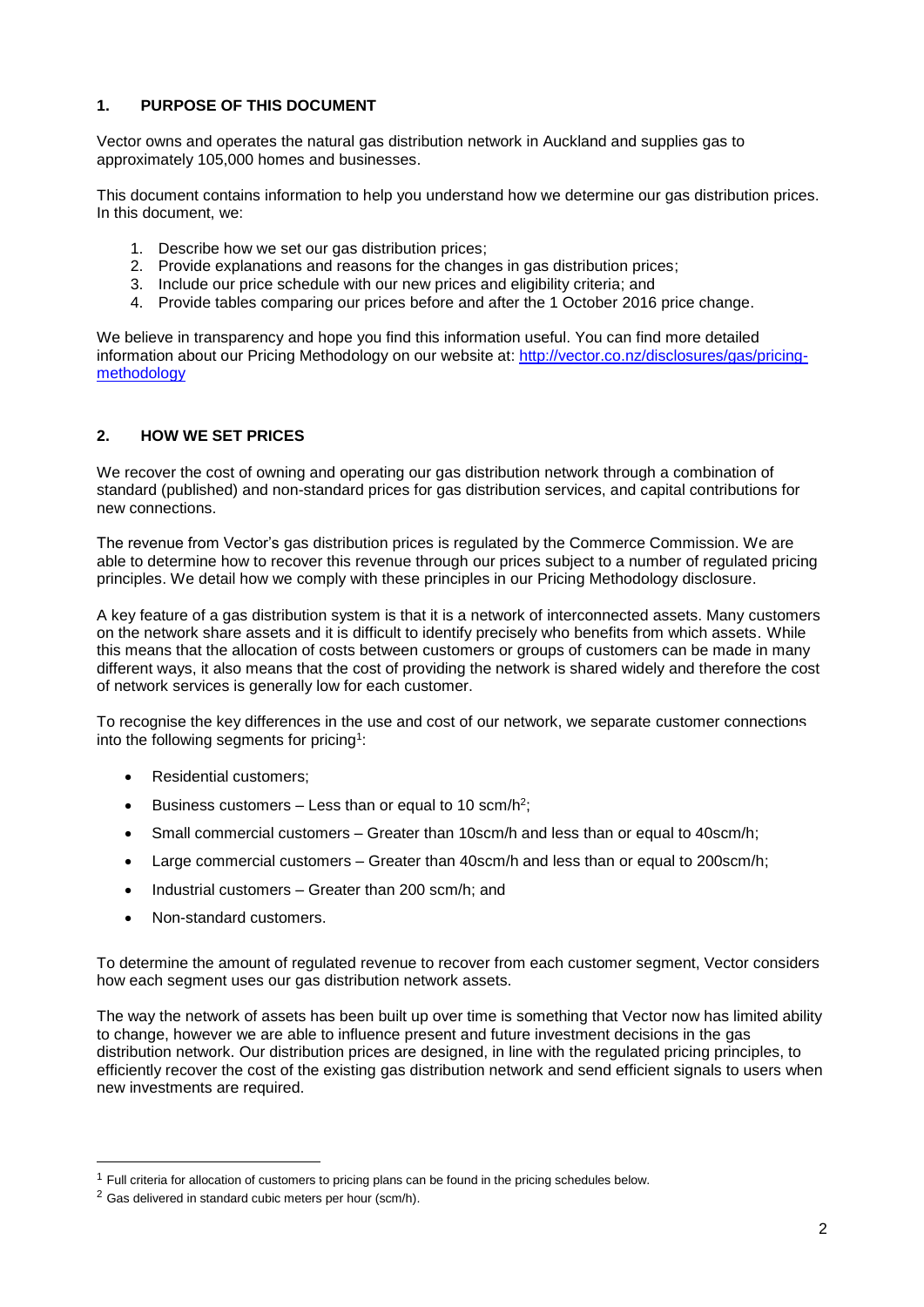## 1. PURPOSE OF THIS DOCUMENT

Vector owns and operates the natural gas distribution network in Auckland and supplies gas to approximately 105,000 homes and businesses.

This document contains information to help you understand how we determine our gas distribution prices. In this document, we:

1. Describe how we set our gas distribution prices;
2. Provide explanations and reasons for the changes in gas distribution prices;
3. Include our price schedule with our new prices and eligibility criteria; and
4. Provide tables comparing our prices before and after the 1 October 2016 price change.

We believe in transparency and hope you find this information useful. You can find more detailed information about our Pricing Methodology on our website at: [http://vector.co.nz/disclosures/gas/pricing-methodology](http://vector.co.nz/disclosures/gas/pricing-methodology)

## 2. HOW WE SET PRICES

We recover the cost of owning and operating our gas distribution network through a combination of standard (published) and non-standard prices for gas distribution services, and capital contributions for new connections.

The revenue from Vector's gas distribution prices is regulated by the Commerce Commission. We are able to determine how to recover this revenue through our prices subject to a number of regulated pricing principles. We detail how we comply with these principles in our Pricing Methodology disclosure.

A key feature of a gas distribution system is that it is a network of interconnected assets. Many customers on the network share assets and it is difficult to identify precisely who benefits from which assets. While this means that the allocation of costs between customers or groups of customers can be made in many different ways, it also means that the cost of providing the network is shared widely and therefore the cost of network services is generally low for each customer.

To recognise the key differences in the use and cost of our network, we separate customer connections into the following segments for pricing[1]:

- Residential customers;
- Business customers – Less than or equal to 10 scm/h[2];
- Small commercial customers – Greater than 10scm/h and less than or equal to 40scm/h;
- Large commercial customers – Greater than 40scm/h and less than or equal to 200scm/h;
- Industrial customers – Greater than 200 scm/h; and
- Non-standard customers.

To determine the amount of regulated revenue to recover from each customer segment, Vector considers how each segment uses our gas distribution network assets.

The way the network of assets has been built up over time is something that Vector now has limited ability to change, however we are able to influence present and future investment decisions in the gas distribution network. Our distribution prices are designed, in line with the regulated pricing principles, to efficiently recover the cost of the existing gas distribution network and send efficient signals to users when new investments are required.

---

[1] Full criteria for allocation of customers to pricing plans can be found in the pricing schedules below.

[2] Gas delivered in standard cubic meters per hour (scm/h).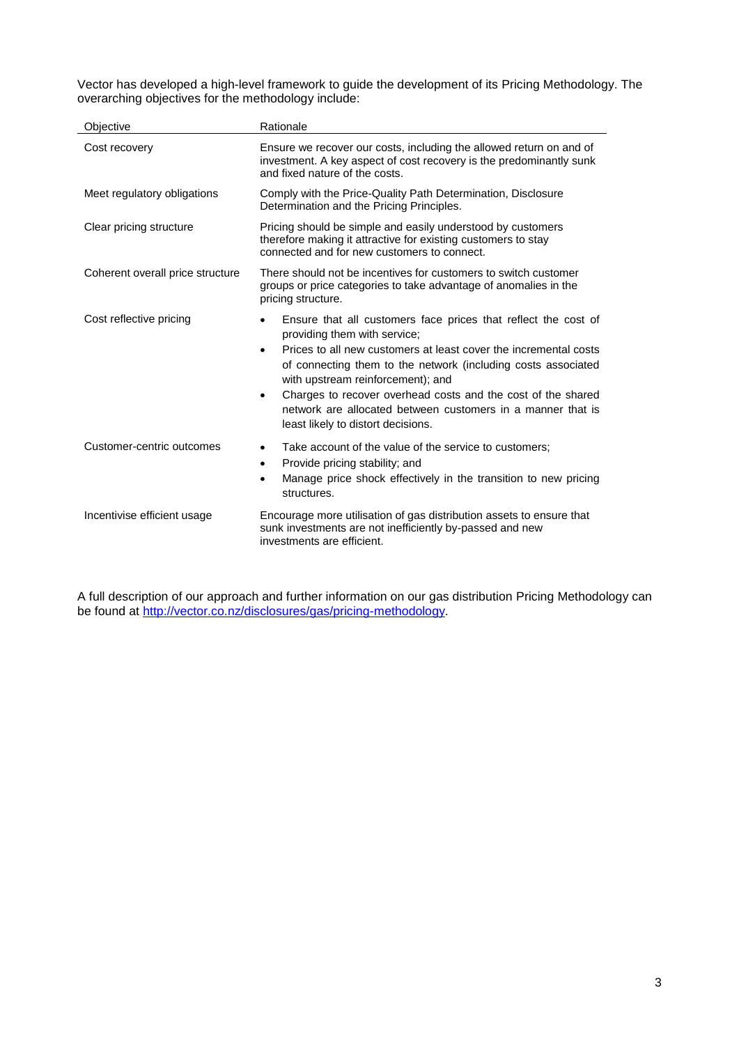Vector has developed a high-level framework to guide the development of its Pricing Methodology. The overarching objectives for the methodology include:

| Objective | Rationale |
|---|---|
| Cost recovery | Ensure we recover our costs, including the allowed return on and of investment. A key aspect of cost recovery is the predominantly sunk and fixed nature of the costs. |
| Meet regulatory obligations | Comply with the Price-Quality Path Determination, Disclosure Determination and the Pricing Principles. |
| Clear pricing structure | Pricing should be simple and easily understood by customers therefore making it attractive for existing customers to stay connected and for new customers to connect. |
| Coherent overall price structure | There should not be incentives for customers to switch customer groups or price categories to take advantage of anomalies in the pricing structure. |
| Cost reflective pricing | • Ensure that all customers face prices that reflect the cost of providing them with service;<br>• Prices to all new customers at least cover the incremental costs of connecting them to the network (including costs associated with upstream reinforcement); and<br>• Charges to recover overhead costs and the cost of the shared network are allocated between customers in a manner that is least likely to distort decisions. |
| Customer-centric outcomes | • Take account of the value of the service to customers;<br>• Provide pricing stability; and<br>• Manage price shock effectively in the transition to new pricing structures. |
| Incentivise efficient usage | Encourage more utilisation of gas distribution assets to ensure that sunk investments are not inefficiently by-passed and new investments are efficient. |

A full description of our approach and further information on our gas distribution Pricing Methodology can be found at [http://vector.co.nz/disclosures/gas/pricing-methodology](http://vector.co.nz/disclosures/gas/pricing-methodology).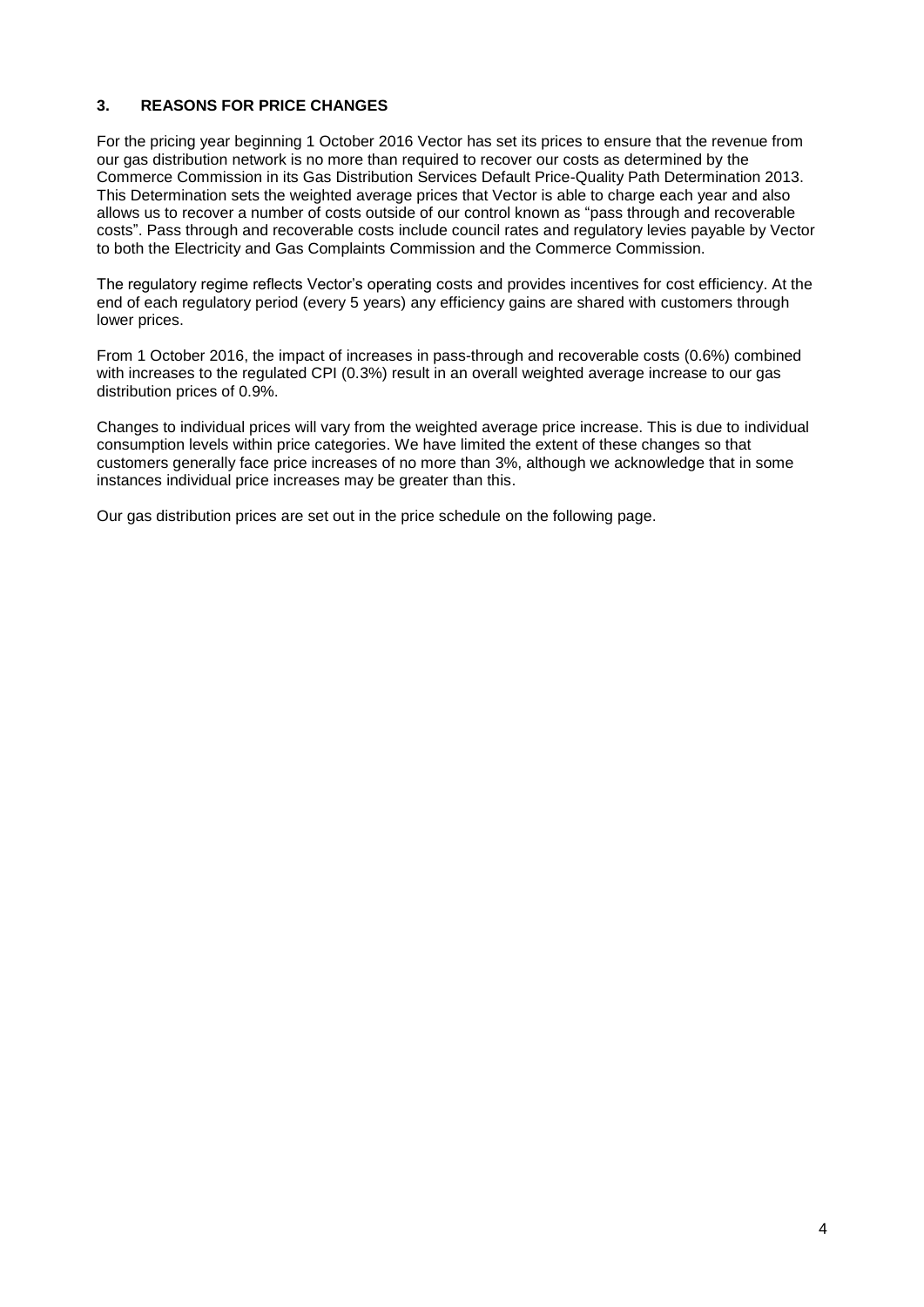## 3. REASONS FOR PRICE CHANGES

For the pricing year beginning 1 October 2016 Vector has set its prices to ensure that the revenue from our gas distribution network is no more than required to recover our costs as determined by the Commerce Commission in its Gas Distribution Services Default Price-Quality Path Determination 2013. This Determination sets the weighted average prices that Vector is able to charge each year and also allows us to recover a number of costs outside of our control known as "pass through and recoverable costs". Pass through and recoverable costs include council rates and regulatory levies payable by Vector to both the Electricity and Gas Complaints Commission and the Commerce Commission.

The regulatory regime reflects Vector's operating costs and provides incentives for cost efficiency. At the end of each regulatory period (every 5 years) any efficiency gains are shared with customers through lower prices.

From 1 October 2016, the impact of increases in pass-through and recoverable costs (0.6%) combined with increases to the regulated CPI (0.3%) result in an overall weighted average increase to our gas distribution prices of 0.9%.

Changes to individual prices will vary from the weighted average price increase. This is due to individual consumption levels within price categories. We have limited the extent of these changes so that customers generally face price increases of no more than 3%, although we acknowledge that in some instances individual price increases may be greater than this.

Our gas distribution prices are set out in the price schedule on the following page.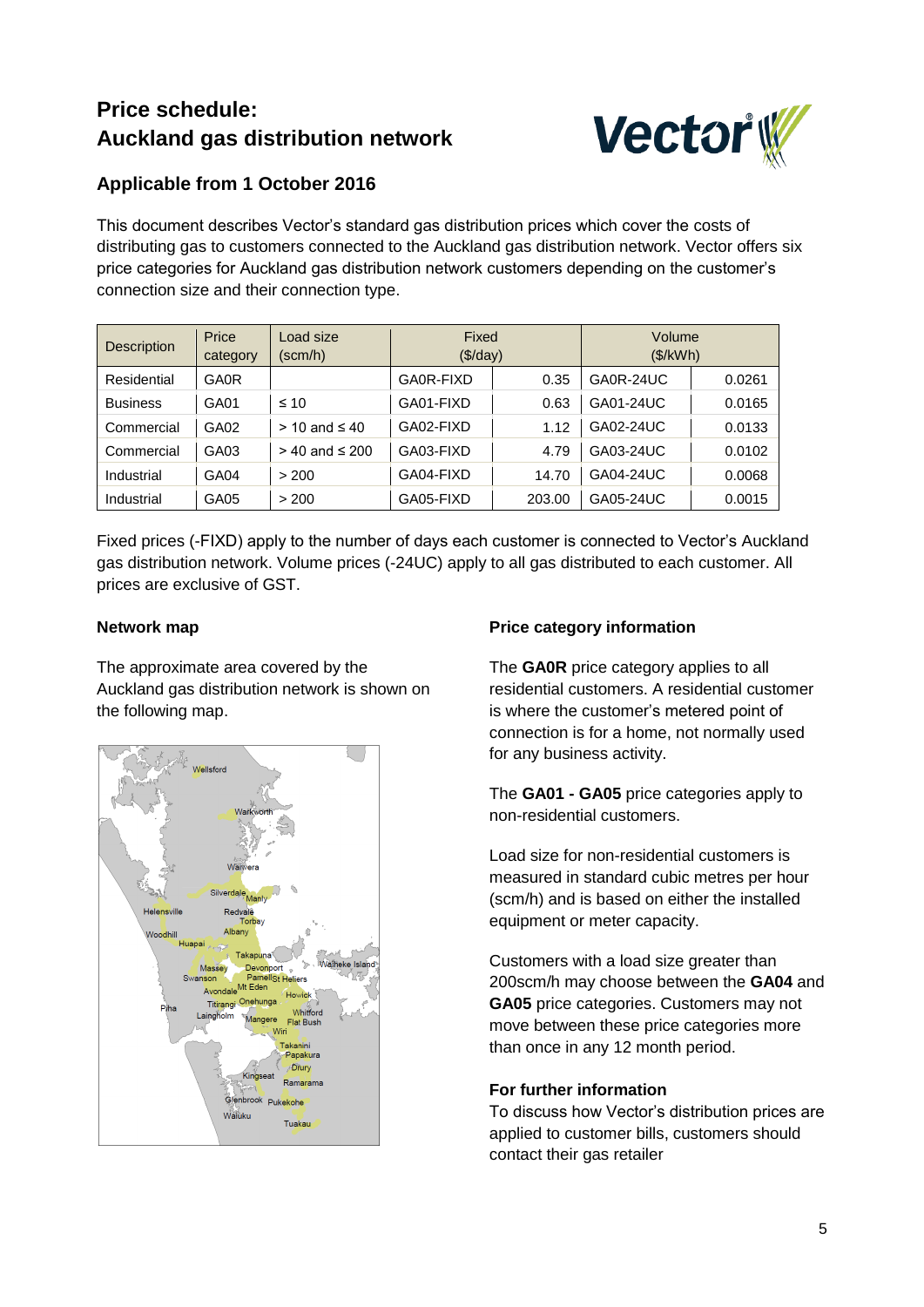# Price schedule: Auckland gas distribution network

## Applicable from 1 October 2016

This document describes Vector's standard gas distribution prices which cover the costs of distributing gas to customers connected to the Auckland gas distribution network. Vector offers six price categories for Auckland gas distribution network customers depending on the customer's connection size and their connection type.

| Description | Price category | Load size (scm/h) | Fixed ($/day) | | Volume ($/kWh) | |
|---|---|---|---|---|---|---|
| Residential | GA0R | | GA0R-FIXD | 0.35 | GA0R-24UC | 0.0261 |
| Business | GA01 | ≤ 10 | GA01-FIXD | 0.63 | GA01-24UC | 0.0165 |
| Commercial | GA02 | > 10 and ≤ 40 | GA02-FIXD | 1.12 | GA02-24UC | 0.0133 |
| Commercial | GA03 | > 40 and ≤ 200 | GA03-FIXD | 4.79 | GA03-24UC | 0.0102 |
| Industrial | GA04 | > 200 | GA04-FIXD | 14.70 | GA04-24UC | 0.0068 |
| Industrial | GA05 | > 200 | GA05-FIXD | 203.00 | GA05-24UC | 0.0015 |

Fixed prices (-FIXD) apply to the number of days each customer is connected to Vector's Auckland gas distribution network. Volume prices (-24UC) apply to all gas distributed to each customer. All prices are exclusive of GST.

### Network map

The approximate area covered by the Auckland gas distribution network is shown on the following map.

### Price category information

The **GA0R** price category applies to all residential customers. A residential customer is where the customer's metered point of connection is for a home, not normally used for any business activity.

The **GA01 - GA05** price categories apply to non-residential customers.

Load size for non-residential customers is measured in standard cubic metres per hour (scm/h) and is based on either the installed equipment or meter capacity.

Customers with a load size greater than 200scm/h may choose between the **GA04** and **GA05** price categories. Customers may not move between these price categories more than once in any 12 month period.

### For further information

To discuss how Vector's distribution prices are applied to customer bills, customers should contact their gas retailer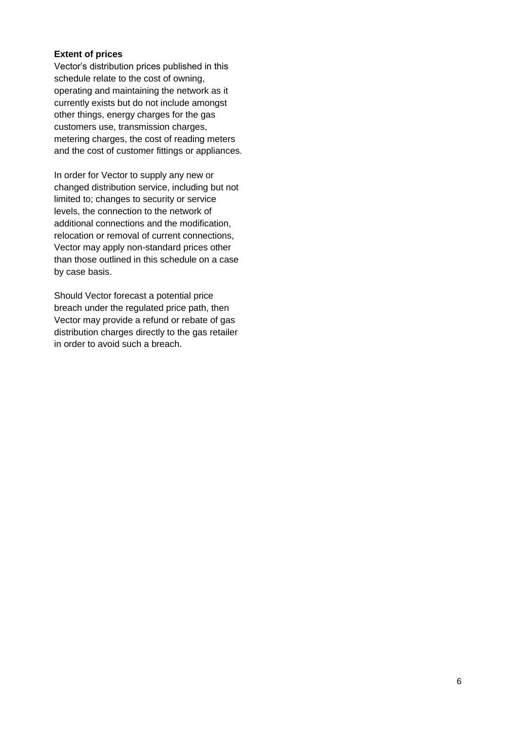**Extent of prices**

Vector's distribution prices published in this schedule relate to the cost of owning, operating and maintaining the network as it currently exists but do not include amongst other things, energy charges for the gas customers use, transmission charges, metering charges, the cost of reading meters and the cost of customer fittings or appliances.

In order for Vector to supply any new or changed distribution service, including but not limited to; changes to security or service levels, the connection to the network of additional connections and the modification, relocation or removal of current connections, Vector may apply non-standard prices other than those outlined in this schedule on a case by case basis.

Should Vector forecast a potential price breach under the regulated price path, then Vector may provide a refund or rebate of gas distribution charges directly to the gas retailer in order to avoid such a breach.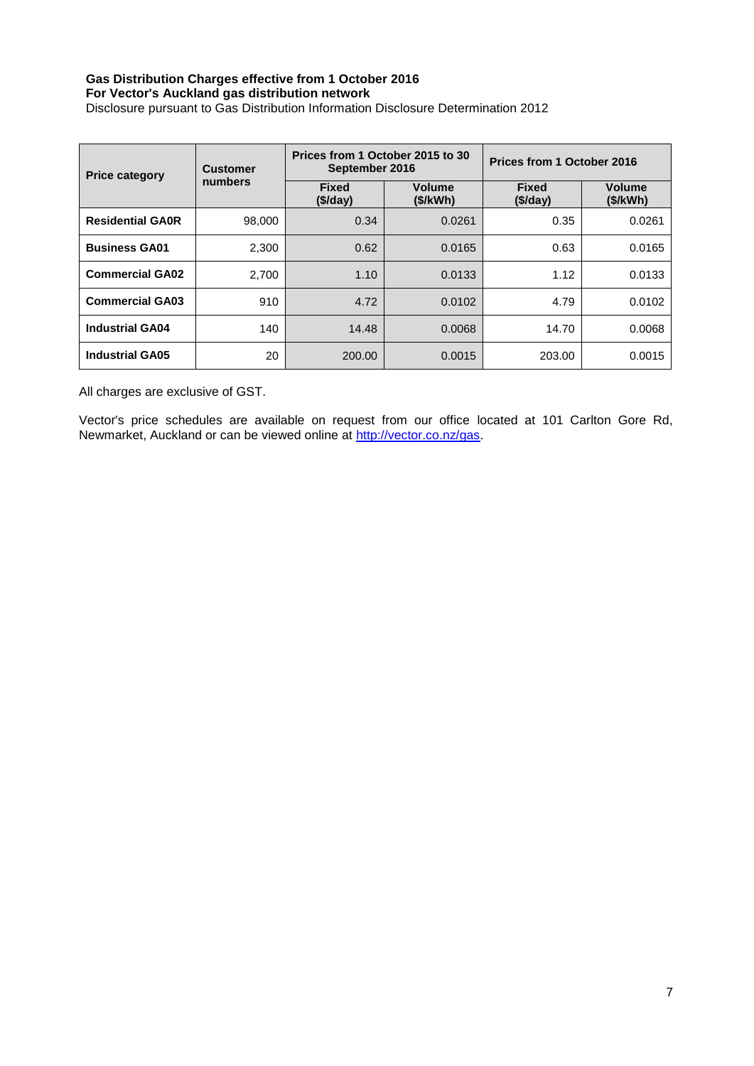**Gas Distribution Charges effective from 1 October 2016**
**For Vector's Auckland gas distribution network**
Disclosure pursuant to Gas Distribution Information Disclosure Determination 2012

| Price category | Customer numbers | Prices from 1 October 2015 to 30 September 2016 | | Prices from 1 October 2016 | |
|---|---|---|---|---|---|
| | | Fixed ($/day) | Volume ($/kWh) | Fixed ($/day) | Volume ($/kWh) |
| **Residential GA0R** | 98,000 | 0.34 | 0.0261 | 0.35 | 0.0261 |
| **Business GA01** | 2,300 | 0.62 | 0.0165 | 0.63 | 0.0165 |
| **Commercial GA02** | 2,700 | 1.10 | 0.0133 | 1.12 | 0.0133 |
| **Commercial GA03** | 910 | 4.72 | 0.0102 | 4.79 | 0.0102 |
| **Industrial GA04** | 140 | 14.48 | 0.0068 | 14.70 | 0.0068 |
| **Industrial GA05** | 20 | 200.00 | 0.0015 | 203.00 | 0.0015 |

All charges are exclusive of GST.

Vector's price schedules are available on request from our office located at 101 Carlton Gore Rd, Newmarket, Auckland or can be viewed online at http://vector.co.nz/gas.